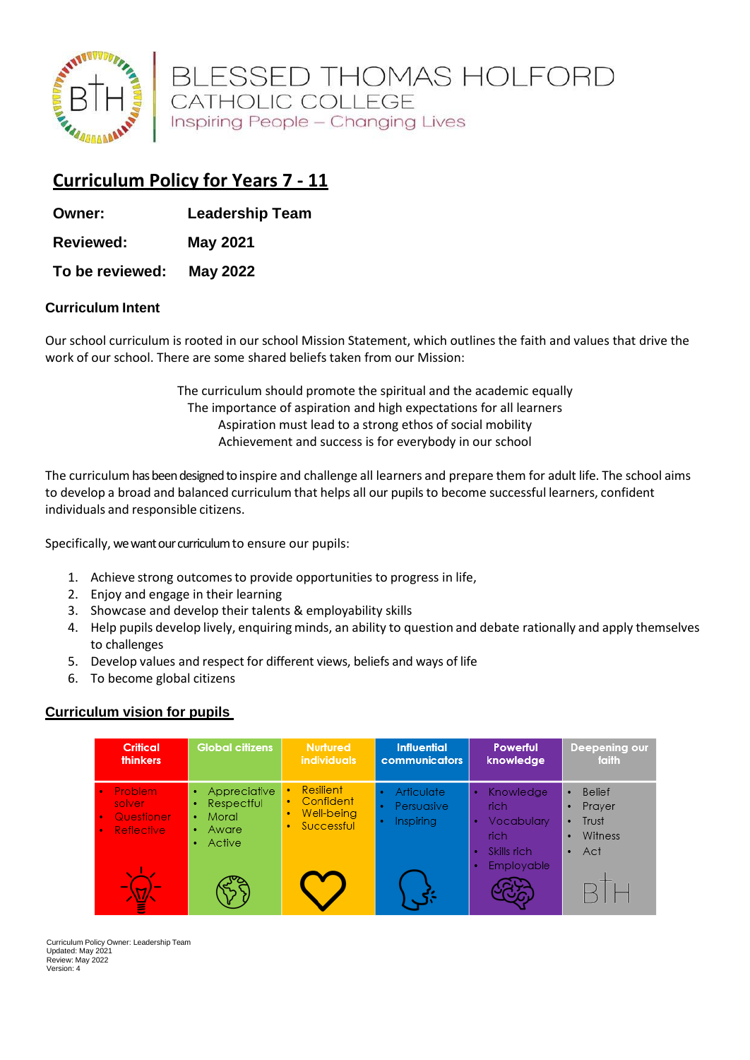BLESSED THOMAS HOLFORD
CATHOLIC COLLEGE
Inspiring People – Changing Lives

# Curriculum Policy for Years 7 - 11

**Owner:** **Leadership Team**

**Reviewed:** **May 2021**

**To be reviewed:** **May 2022**

### Curriculum Intent

Our school curriculum is rooted in our school Mission Statement, which outlines the faith and values that drive the work of our school. There are some shared beliefs taken from our Mission:

The curriculum should promote the spiritual and the academic equally
The importance of aspiration and high expectations for all learners
Aspiration must lead to a strong ethos of social mobility
Achievement and success is for everybody in our school

The curriculum has been designed to inspire and challenge all learners and prepare them for adult life. The school aims to develop a broad and balanced curriculum that helps all our pupils to become successful learners, confident individuals and responsible citizens.

Specifically, we want our curriculum to ensure our pupils:

1. Achieve strong outcomes to provide opportunities to progress in life,
2. Enjoy and engage in their learning
3. Showcase and develop their talents & employability skills
4. Help pupils develop lively, enquiring minds, an ability to question and debate rationally and apply themselves to challenges
5. Develop values and respect for different views, beliefs and ways of life
6. To become global citizens

### Curriculum vision for pupils

| Critical thinkers | Global citizens | Nurtured individuals | Influential communicators | Powerful knowledge | Deepening our faith |
|---|---|---|---|---|---|
| • Problem solver<br>• Questioner<br>• Reflective | • Appreciative<br>• Respectful<br>• Moral<br>• Aware<br>• Active | • Resilient<br>• Confident<br>• Well-being<br>• Successful | • Articulate<br>• Persuasive<br>• Inspiring | • Knowledge rich<br>• Vocabulary rich<br>• Skills rich<br>• Employable | • Belief<br>• Prayer<br>• Trust<br>• Witness<br>• Act |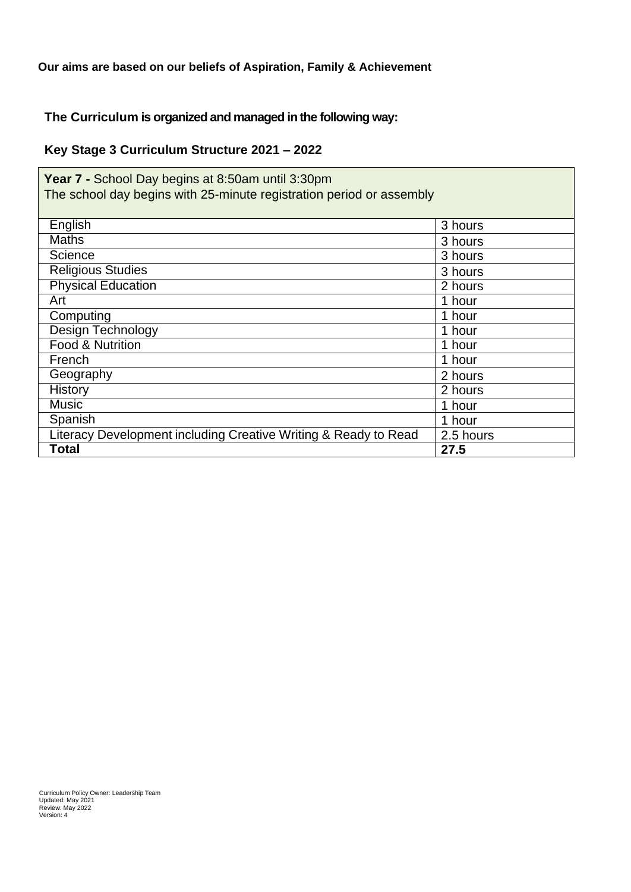**Our aims are based on our beliefs of Aspiration, Family & Achievement**

## The Curriculum is organized and managed in the following way:

### Key Stage 3 Curriculum Structure 2021 – 2022

| **Year 7 -** School Day begins at 8:50am until 3:30pm<br>The school day begins with 25-minute registration period or assembly | |
|---|---|
| English | 3 hours |
| Maths | 3 hours |
| Science | 3 hours |
| Religious Studies | 3 hours |
| Physical Education | 2 hours |
| Art | 1 hour |
| Computing | 1 hour |
| Design Technology | 1 hour |
| Food & Nutrition | 1 hour |
| French | 1 hour |
| Geography | 2 hours |
| History | 2 hours |
| Music | 1 hour |
| Spanish | 1 hour |
| Literacy Development including Creative Writing & Ready to Read | 2.5 hours |
| **Total** | **27.5** |

Curriculum Policy Owner: Leadership Team
Updated: May 2021
Review: May 2022
Version: 4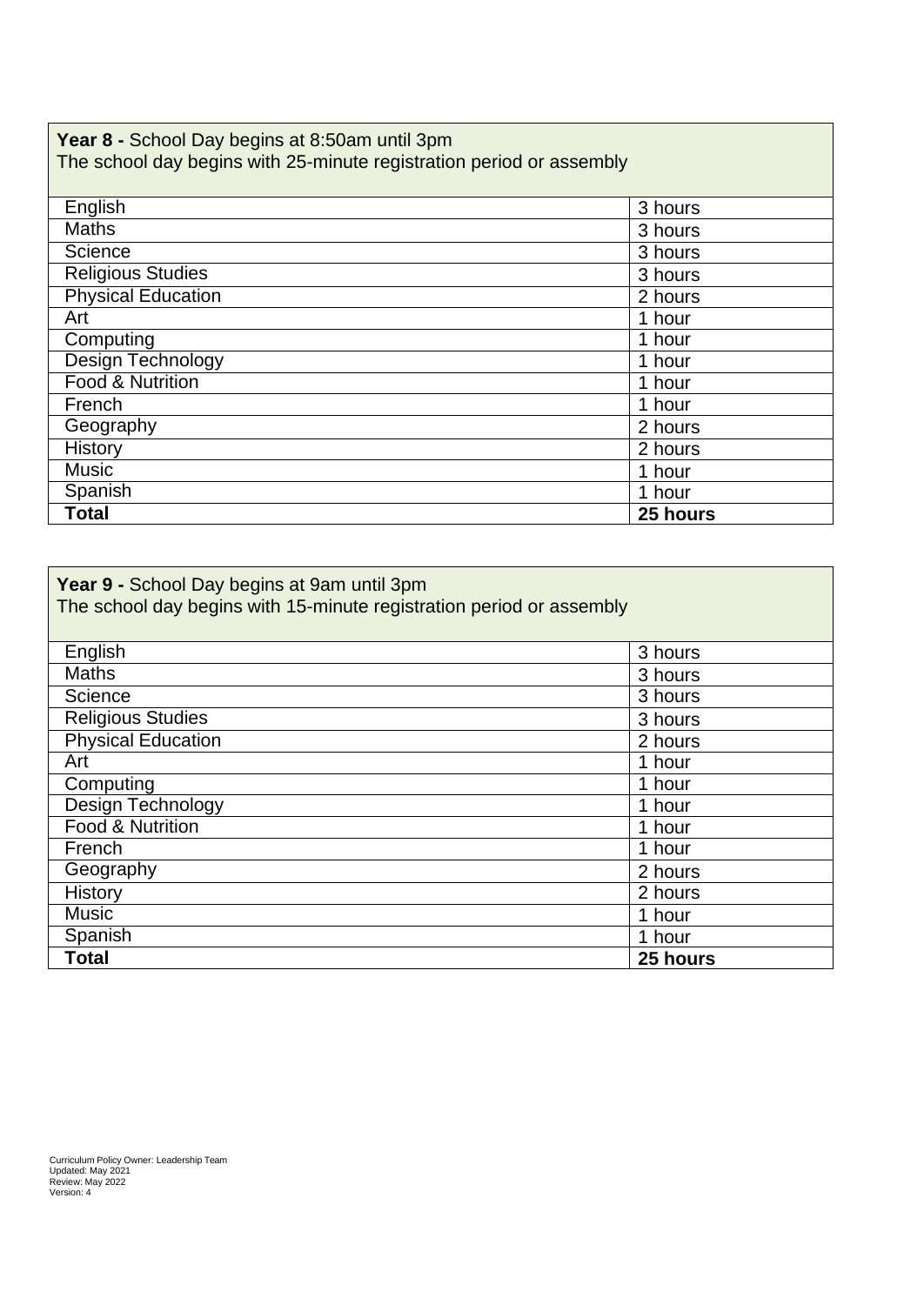| **Year 8 -** School Day begins at 8:50am until 3pm<br>The school day begins with 25-minute registration period or assembly | |
|---|---|
| English | 3 hours |
| Maths | 3 hours |
| Science | 3 hours |
| Religious Studies | 3 hours |
| Physical Education | 2 hours |
| Art | 1 hour |
| Computing | 1 hour |
| Design Technology | 1 hour |
| Food & Nutrition | 1 hour |
| French | 1 hour |
| Geography | 2 hours |
| History | 2 hours |
| Music | 1 hour |
| Spanish | 1 hour |
| **Total** | **25 hours** |

| **Year 9 -** School Day begins at 9am until 3pm<br>The school day begins with 15-minute registration period or assembly | |
|---|---|
| English | 3 hours |
| Maths | 3 hours |
| Science | 3 hours |
| Religious Studies | 3 hours |
| Physical Education | 2 hours |
| Art | 1 hour |
| Computing | 1 hour |
| Design Technology | 1 hour |
| Food & Nutrition | 1 hour |
| French | 1 hour |
| Geography | 2 hours |
| History | 2 hours |
| Music | 1 hour |
| Spanish | 1 hour |
| **Total** | **25 hours** |

Curriculum Policy Owner: Leadership Team
Updated: May 2021
Review: May 2022
Version: 4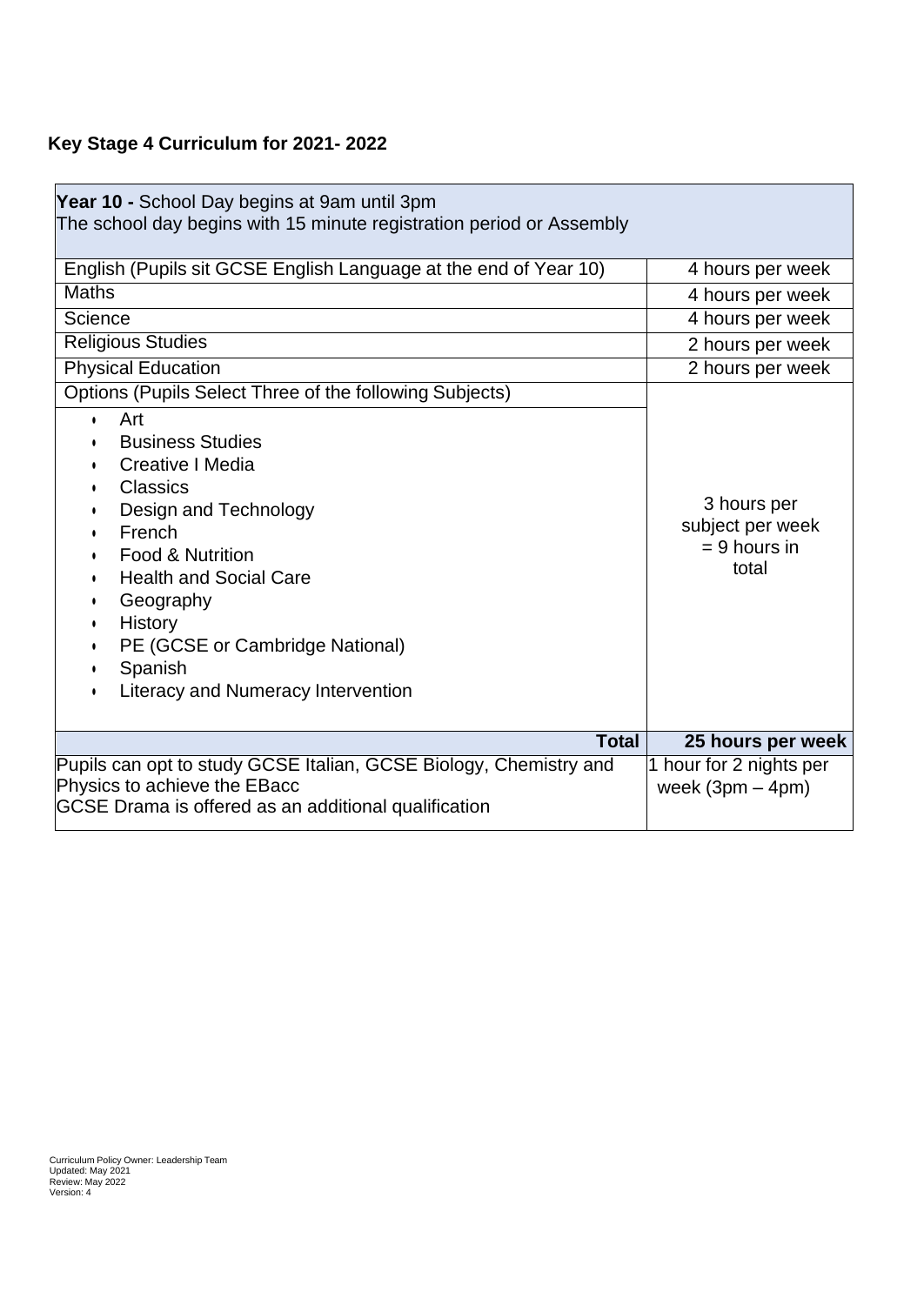## Key Stage 4 Curriculum for 2021- 2022

| **Year 10 -** School Day begins at 9am until 3pm<br>The school day begins with 15 minute registration period or Assembly | |
|---|---|
| English (Pupils sit GCSE English Language at the end of Year 10) | 4 hours per week |
| Maths | 4 hours per week |
| Science | 4 hours per week |
| Religious Studies | 2 hours per week |
| Physical Education | 2 hours per week |
| Options (Pupils Select Three of the following Subjects)<br>• Art<br>• Business Studies<br>• Creative I Media<br>• Classics<br>• Design and Technology<br>• French<br>• Food & Nutrition<br>• Health and Social Care<br>• Geography<br>• History<br>• PE (GCSE or Cambridge National)<br>• Spanish<br>• Literacy and Numeracy Intervention | 3 hours per subject per week = 9 hours in total |
| **Total** | **25 hours per week** |
| Pupils can opt to study GCSE Italian, GCSE Biology, Chemistry and Physics to achieve the EBacc<br>GCSE Drama is offered as an additional qualification | 1 hour for 2 nights per week (3pm – 4pm) |

Curriculum Policy Owner: Leadership Team
Updated: May 2021
Review: May 2022
Version: 4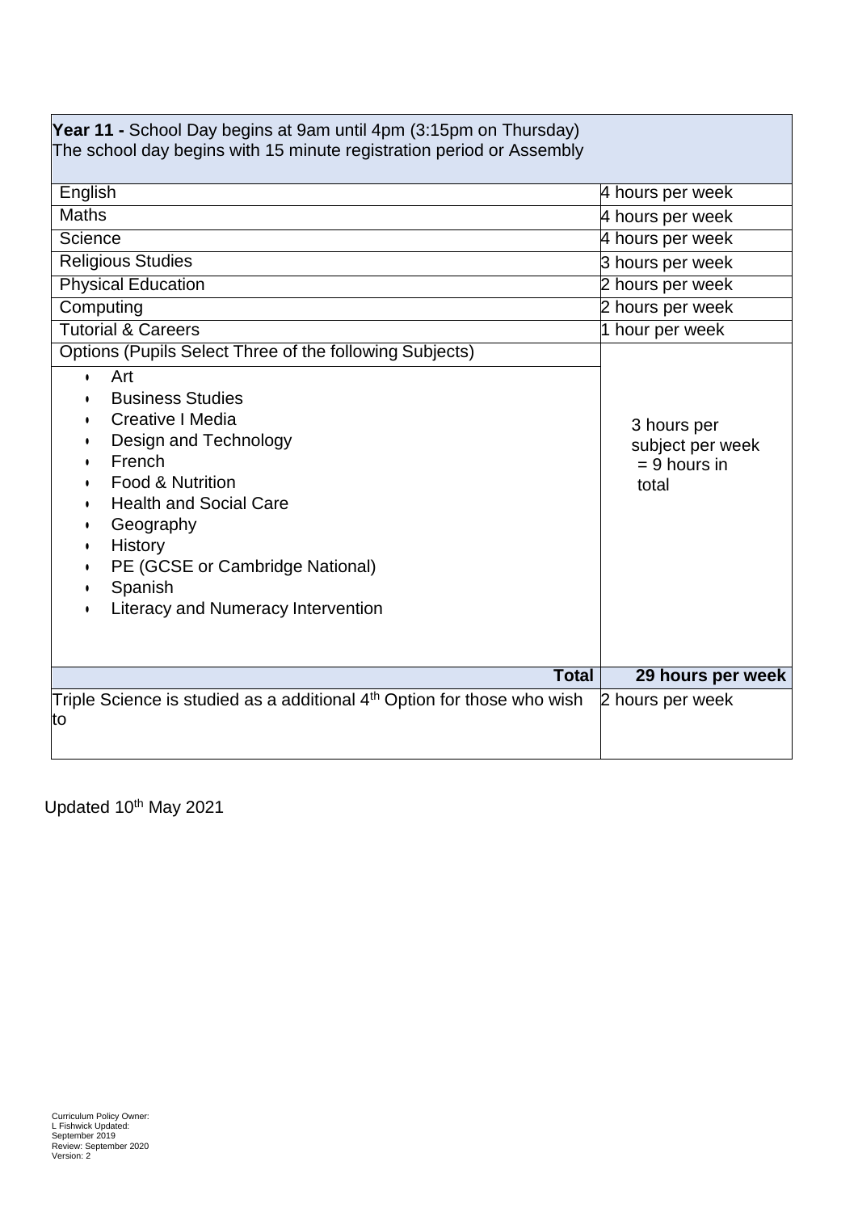| | |
|---|---|
| **Year 11 -** School Day begins at 9am until 4pm (3:15pm on Thursday)<br>The school day begins with 15 minute registration period or Assembly | |
| English | 4 hours per week |
| Maths | 4 hours per week |
| Science | 4 hours per week |
| Religious Studies | 3 hours per week |
| Physical Education | 2 hours per week |
| Computing | 2 hours per week |
| Tutorial & Careers | 1 hour per week |
| Options (Pupils Select Three of the following Subjects)<br>• Art<br>• Business Studies<br>• Creative I Media<br>• Design and Technology<br>• French<br>• Food & Nutrition<br>• Health and Social Care<br>• Geography<br>• History<br>• PE (GCSE or Cambridge National)<br>• Spanish<br>• Literacy and Numeracy Intervention | 3 hours per subject per week = 9 hours in total |
| **Total** | **29 hours per week** |
| Triple Science is studied as a additional 4th Option for those who wish to | 2 hours per week |

Updated 10th May 2021

Curriculum Policy Owner: L Fishwick Updated: September 2019 Review: September 2020 Version: 2